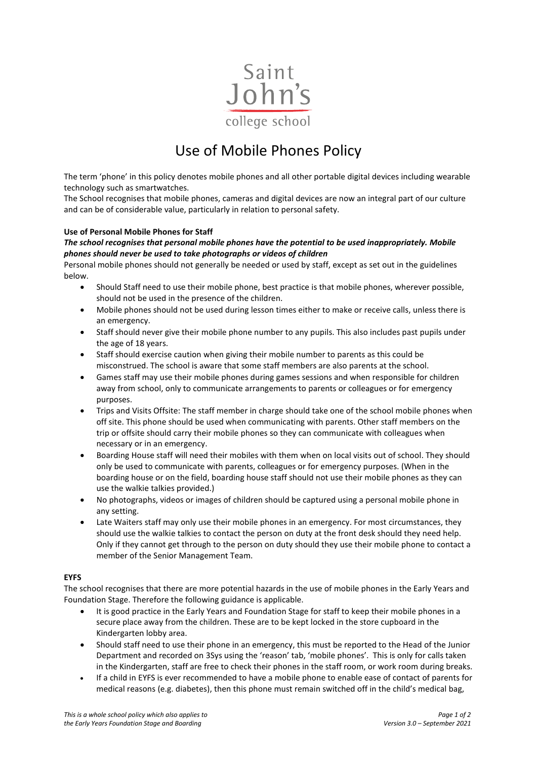Saint John's college school

# Use of Mobile Phones Policy

The term 'phone' in this policy denotes mobile phones and all other portable digital devices including wearable technology such as smartwatches.
The School recognises that mobile phones, cameras and digital devices are now an integral part of our culture and can be of considerable value, particularly in relation to personal safety.

**Use of Personal Mobile Phones for Staff**

***The school recognises that personal mobile phones have the potential to be used inappropriately. Mobile phones should never be used to take photographs or videos of children***

Personal mobile phones should not generally be needed or used by staff, except as set out in the guidelines below.

- Should Staff need to use their mobile phone, best practice is that mobile phones, wherever possible, should not be used in the presence of the children.
- Mobile phones should not be used during lesson times either to make or receive calls, unless there is an emergency.
- Staff should never give their mobile phone number to any pupils. This also includes past pupils under the age of 18 years.
- Staff should exercise caution when giving their mobile number to parents as this could be misconstrued. The school is aware that some staff members are also parents at the school.
- Games staff may use their mobile phones during games sessions and when responsible for children away from school, only to communicate arrangements to parents or colleagues or for emergency purposes.
- Trips and Visits Offsite: The staff member in charge should take one of the school mobile phones when off site. This phone should be used when communicating with parents. Other staff members on the trip or offsite should carry their mobile phones so they can communicate with colleagues when necessary or in an emergency.
- Boarding House staff will need their mobiles with them when on local visits out of school. They should only be used to communicate with parents, colleagues or for emergency purposes. (When in the boarding house or on the field, boarding house staff should not use their mobile phones as they can use the walkie talkies provided.)
- No photographs, videos or images of children should be captured using a personal mobile phone in any setting.
- Late Waiters staff may only use their mobile phones in an emergency. For most circumstances, they should use the walkie talkies to contact the person on duty at the front desk should they need help. Only if they cannot get through to the person on duty should they use their mobile phone to contact a member of the Senior Management Team.

**EYFS**

The school recognises that there are more potential hazards in the use of mobile phones in the Early Years and Foundation Stage. Therefore the following guidance is applicable.

- It is good practice in the Early Years and Foundation Stage for staff to keep their mobile phones in a secure place away from the children. These are to be kept locked in the store cupboard in the Kindergarten lobby area.
- Should staff need to use their phone in an emergency, this must be reported to the Head of the Junior Department and recorded on 3Sys using the 'reason' tab, 'mobile phones'. This is only for calls taken in the Kindergarten, staff are free to check their phones in the staff room, or work room during breaks.
- If a child in EYFS is ever recommended to have a mobile phone to enable ease of contact of parents for medical reasons (e.g. diabetes), then this phone must remain switched off in the child's medical bag,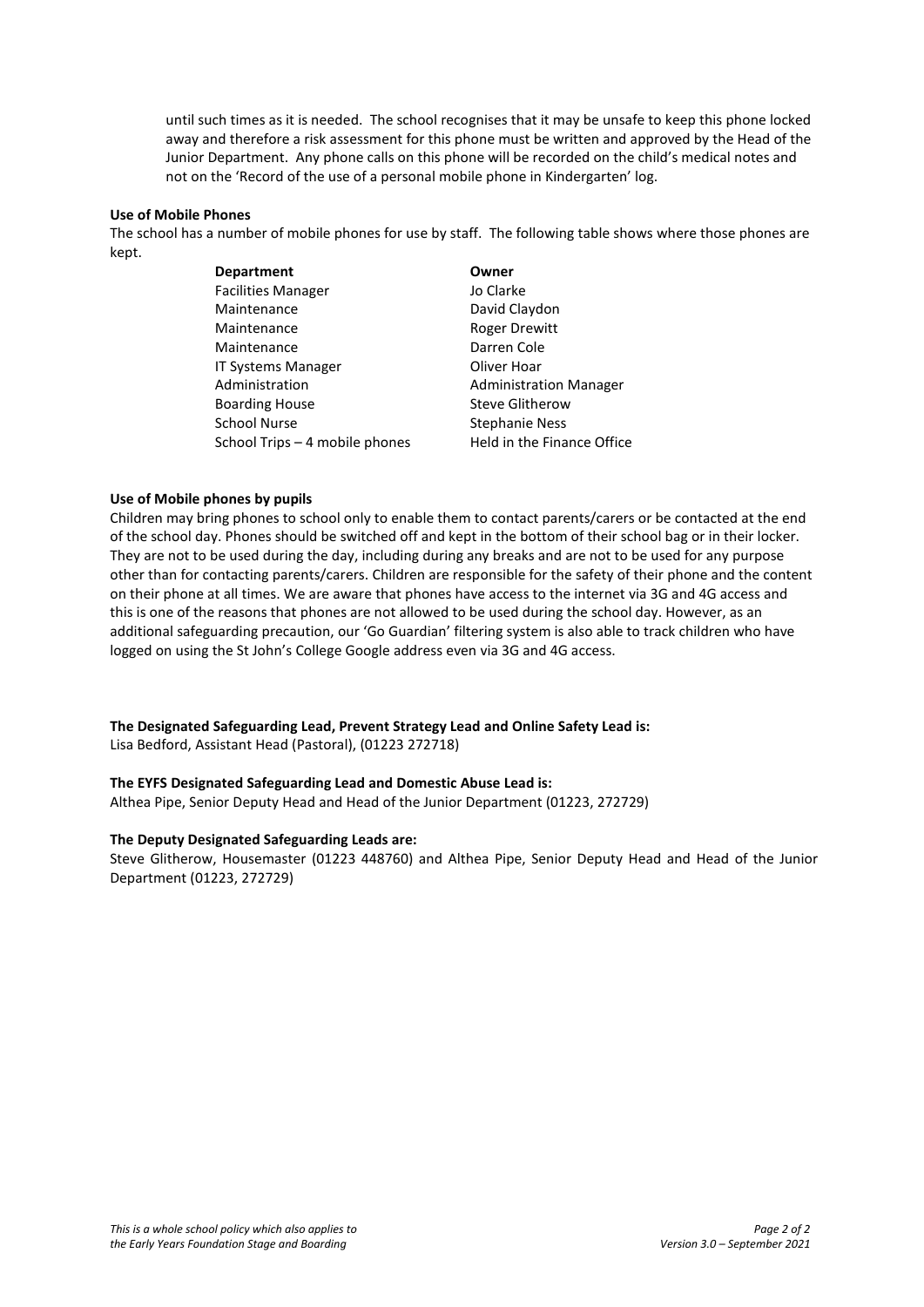until such times as it is needed. The school recognises that it may be unsafe to keep this phone locked away and therefore a risk assessment for this phone must be written and approved by the Head of the Junior Department. Any phone calls on this phone will be recorded on the child's medical notes and not on the 'Record of the use of a personal mobile phone in Kindergarten' log.

**Use of Mobile Phones**

The school has a number of mobile phones for use by staff. The following table shows where those phones are kept.

| **Department** | **Owner** |
|---|---|
| Facilities Manager | Jo Clarke |
| Maintenance | David Claydon |
| Maintenance | Roger Drewitt |
| Maintenance | Darren Cole |
| IT Systems Manager | Oliver Hoar |
| Administration | Administration Manager |
| Boarding House | Steve Glitherow |
| School Nurse | Stephanie Ness |
| School Trips – 4 mobile phones | Held in the Finance Office |

**Use of Mobile phones by pupils**

Children may bring phones to school only to enable them to contact parents/carers or be contacted at the end of the school day. Phones should be switched off and kept in the bottom of their school bag or in their locker. They are not to be used during the day, including during any breaks and are not to be used for any purpose other than for contacting parents/carers. Children are responsible for the safety of their phone and the content on their phone at all times. We are aware that phones have access to the internet via 3G and 4G access and this is one of the reasons that phones are not allowed to be used during the school day. However, as an additional safeguarding precaution, our 'Go Guardian' filtering system is also able to track children who have logged on using the St John's College Google address even via 3G and 4G access.

**The Designated Safeguarding Lead, Prevent Strategy Lead and Online Safety Lead is:**
Lisa Bedford, Assistant Head (Pastoral), (01223 272718)

**The EYFS Designated Safeguarding Lead and Domestic Abuse Lead is:**
Althea Pipe, Senior Deputy Head and Head of the Junior Department (01223, 272729)

**The Deputy Designated Safeguarding Leads are:**
Steve Glitherow, Housemaster (01223 448760) and Althea Pipe, Senior Deputy Head and Head of the Junior Department (01223, 272729)

*This is a whole school policy which also applies to the Early Years Foundation Stage and Boarding*

*Version 3.0 – September 2021*